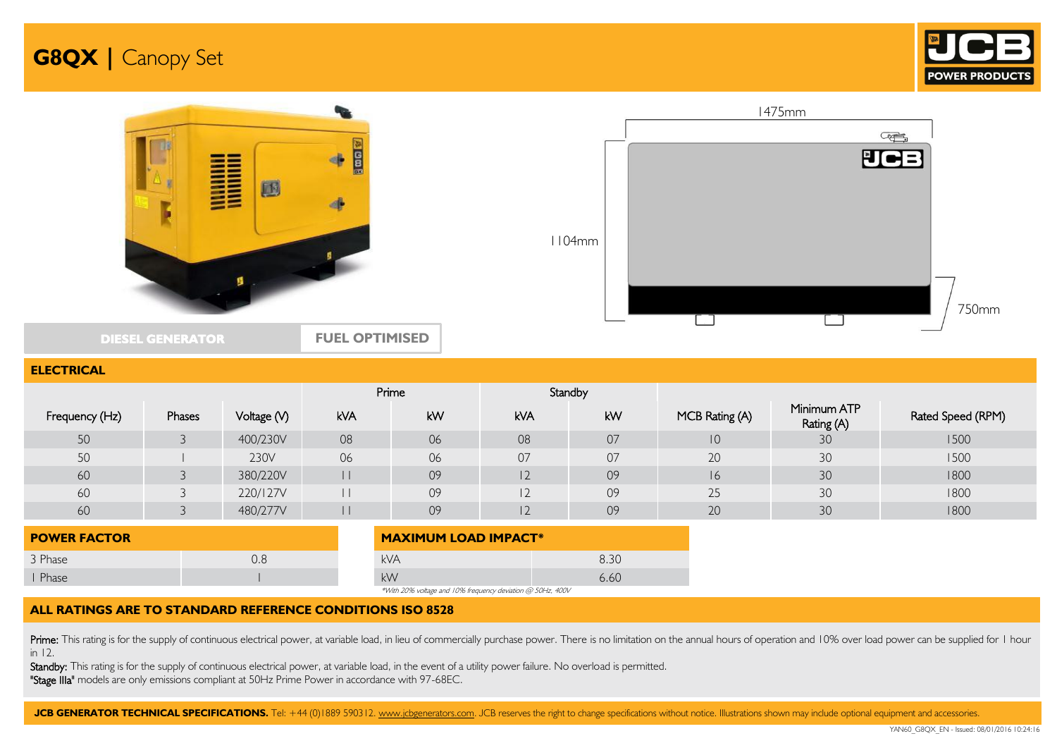# G8QX | Canopy Set

JCB POWER PRODUCTS

1475mm

1104mm

750mm

DIESEL GENERATOR | FUEL OPTIMISED

## ELECTRICAL

| Frequency (Hz) | Phases | Voltage (V) | Prime | | Standby | | MCB Rating (A) | Minimum ATP Rating (A) | Rated Speed (RPM) |
|---|---|---|---|---|---|---|---|---|---|
| | | | kVA | kW | kVA | kW | | | |
| 50 | 3 | 400/230V | 08 | 06 | 08 | 07 | 10 | 30 | 1500 |
| 50 | 1 | 230V | 06 | 06 | 07 | 07 | 20 | 30 | 1500 |
| 60 | 3 | 380/220V | 11 | 09 | 12 | 09 | 16 | 30 | 1800 |
| 60 | 3 | 220/127V | 11 | 09 | 12 | 09 | 25 | 30 | 1800 |
| 60 | 3 | 480/277V | 11 | 09 | 12 | 09 | 20 | 30 | 1800 |

## POWER FACTOR

| | |
|---|---|
| 3 Phase | 0.8 |
| 1 Phase | 1 |

## MAXIMUM LOAD IMPACT*

| | |
|---|---|
| kVA | 8.30 |
| kW | 6.60 |

*With 20% voltage and 10% frequency deviation @ 50Hz, 400V

## ALL RATINGS ARE TO STANDARD REFERENCE CONDITIONS ISO 8528

**Prime:** This rating is for the supply of continuous electrical power, at variable load, in lieu of commercially purchase power. There is no limitation on the annual hours of operation and 10% over load power can be supplied for 1 hour in 12.

**Standby:** This rating is for the supply of continuous electrical power, at variable load, in the event of a utility power failure. No overload is permitted.

**"Stage IIIa"** models are only emissions compliant at 50Hz Prime Power in accordance with 97-68EC.

**JCB GENERATOR TECHNICAL SPECIFICATIONS.** Tel: +44 (0)1889 590312. www.jcbgenerators.com. JCB reserves the right to change specifications without notice. Illustrations shown may include optional equipment and accessories.

YAN60_G8QX_EN - Issued: 08/01/2016 10:24:16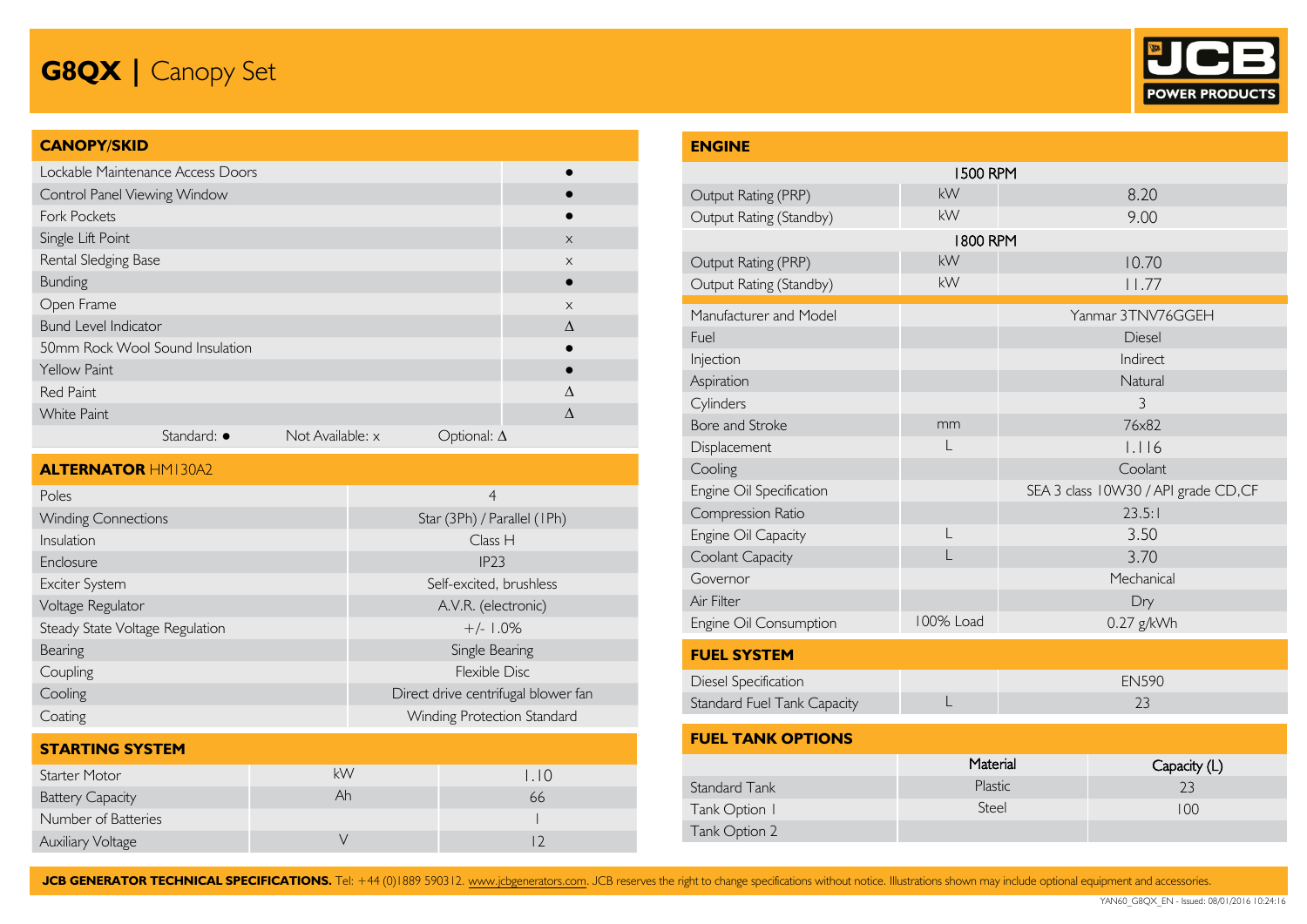# G8QX | Canopy Set

JCB POWER PRODUCTS

## CANOPY/SKID

| Feature | |
|---|---|
| Lockable Maintenance Access Doors | ● |
| Control Panel Viewing Window | ● |
| Fork Pockets | ● |
| Single Lift Point | x |
| Rental Sledging Base | x |
| Bunding | ● |
| Open Frame | x |
| Bund Level Indicator | Δ |
| 50mm Rock Wool Sound Insulation | ● |
| Yellow Paint | ● |
| Red Paint | Δ |
| White Paint | Δ |

Standard: ● Not Available: x Optional: Δ

## ALTERNATOR HM130A2

| Parameter | Value |
|---|---|
| Poles | 4 |
| Winding Connections | Star (3Ph) / Parallel (1Ph) |
| Insulation | Class H |
| Enclosure | IP23 |
| Exciter System | Self-excited, brushless |
| Voltage Regulator | A.V.R. (electronic) |
| Steady State Voltage Regulation | +/- 1.0% |
| Bearing | Single Bearing |
| Coupling | Flexible Disc |
| Cooling | Direct drive centrifugal blower fan |
| Coating | Winding Protection Standard |

## STARTING SYSTEM

| Parameter | Unit | Value |
|---|---|---|
| Starter Motor | kW | 1.10 |
| Battery Capacity | Ah | 66 |
| Number of Batteries | | 1 |
| Auxiliary Voltage | V | 12 |

## ENGINE

| Parameter | Unit | Value |
|---|---|---|
| **1500 RPM** | | |
| Output Rating (PRP) | kW | 8.20 |
| Output Rating (Standby) | kW | 9.00 |
| **1800 RPM** | | |
| Output Rating (PRP) | kW | 10.70 |
| Output Rating (Standby) | kW | 11.77 |

| Parameter | Unit | Value |
|---|---|---|
| Manufacturer and Model | | Yanmar 3TNV76GGEH |
| Fuel | | Diesel |
| Injection | | Indirect |
| Aspiration | | Natural |
| Cylinders | | 3 |
| Bore and Stroke | mm | 76x82 |
| Displacement | L | 1.116 |
| Cooling | | Coolant |
| Engine Oil Specification | | SEA 3 class 10W30 / API grade CD,CF |
| Compression Ratio | | 23.5:1 |
| Engine Oil Capacity | L | 3.50 |
| Coolant Capacity | L | 3.70 |
| Governor | | Mechanical |
| Air Filter | | Dry |
| Engine Oil Consumption | 100% Load | 0.27 g/kWh |

## FUEL SYSTEM

| Parameter | Unit | Value |
|---|---|---|
| Diesel Specification | | EN590 |
| Standard Fuel Tank Capacity | L | 23 |

## FUEL TANK OPTIONS

| | Material | Capacity (L) |
|---|---|---|
| Standard Tank | Plastic | 23 |
| Tank Option 1 | Steel | 100 |
| Tank Option 2 | | |

**JCB GENERATOR TECHNICAL SPECIFICATIONS.** Tel: +44 (0)1889 590312. www.jcbgenerators.com. JCB reserves the right to change specifications without notice. Illustrations shown may include optional equipment and accessories.

YAN60_G8QX_EN - Issued: 08/01/2016 10:24:16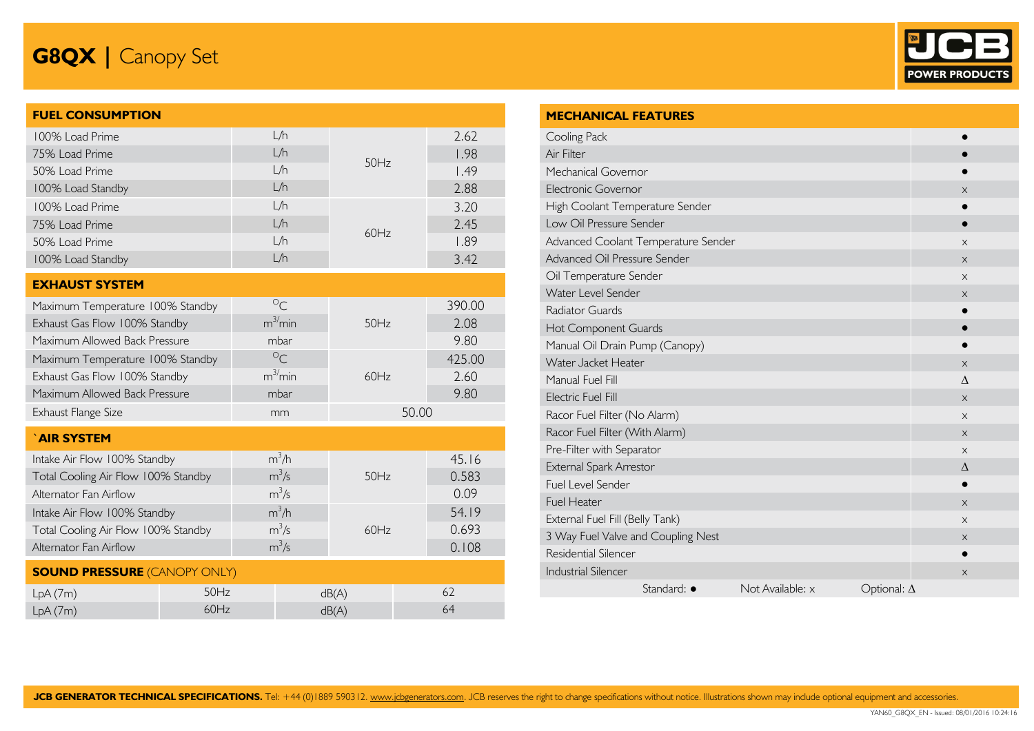# G8QX | Canopy Set

JCB POWER PRODUCTS

## FUEL CONSUMPTION

| FUEL CONSUMPTION | | | |
|---|---|---|---|
| 100% Load Prime | L/h | 50Hz | 2.62 |
| 75% Load Prime | L/h | | 1.98 |
| 50% Load Prime | L/h | | 1.49 |
| 100% Load Standby | L/h | | 2.88 |
| 100% Load Prime | L/h | 60Hz | 3.20 |
| 75% Load Prime | L/h | | 2.45 |
| 50% Load Prime | L/h | | 1.89 |
| 100% Load Standby | L/h | | 3.42 |

## EXHAUST SYSTEM

| EXHAUST SYSTEM | | | |
|---|---|---|---|
| Maximum Temperature 100% Standby | °C | 50Hz | 390.00 |
| Exhaust Gas Flow 100% Standby | $m^3/min$ | | 2.08 |
| Maximum Allowed Back Pressure | mbar | | 9.80 |
| Maximum Temperature 100% Standby | °C | 60Hz | 425.00 |
| Exhaust Gas Flow 100% Standby | $m^3/min$ | | 2.60 |
| Maximum Allowed Back Pressure | mbar | | 9.80 |
| Exhaust Flange Size | mm | 50.00 | |

## `AIR SYSTEM

| AIR SYSTEM | | | |
|---|---|---|---|
| Intake Air Flow 100% Standby | $m^3/h$ | 50Hz | 45.16 |
| Total Cooling Air Flow 100% Standby | $m^3/s$ | | 0.583 |
| Alternator Fan Airflow | $m^3/s$ | | 0.09 |
| Intake Air Flow 100% Standby | $m^3/h$ | 60Hz | 54.19 |
| Total Cooling Air Flow 100% Standby | $m^3/s$ | | 0.693 |
| Alternator Fan Airflow | $m^3/s$ | | 0.108 |

## SOUND PRESSURE (CANOPY ONLY)

| SOUND PRESSURE (CANOPY ONLY) | | | |
|---|---|---|---|
| LpA (7m) | 50Hz | dB(A) | 62 |
| LpA (7m) | 60Hz | dB(A) | 64 |

## MECHANICAL FEATURES

| MECHANICAL FEATURES | |
|---|---|
| Cooling Pack | ● |
| Air Filter | ● |
| Mechanical Governor | ● |
| Electronic Governor | x |
| High Coolant Temperature Sender | ● |
| Low Oil Pressure Sender | ● |
| Advanced Coolant Temperature Sender | x |
| Advanced Oil Pressure Sender | x |
| Oil Temperature Sender | x |
| Water Level Sender | x |
| Radiator Guards | ● |
| Hot Component Guards | ● |
| Manual Oil Drain Pump (Canopy) | ● |
| Water Jacket Heater | x |
| Manual Fuel Fill | Δ |
| Electric Fuel Fill | x |
| Racor Fuel Filter (No Alarm) | x |
| Racor Fuel Filter (With Alarm) | x |
| Pre-Filter with Separator | x |
| External Spark Arrestor | Δ |
| Fuel Level Sender | ● |
| Fuel Heater | x |
| External Fuel Fill (Belly Tank) | x |
| 3 Way Fuel Valve and Coupling Nest | x |
| Residential Silencer | ● |
| Industrial Silencer | x |

Standard: ● Not Available: x Optional: Δ

**JCB GENERATOR TECHNICAL SPECIFICATIONS.** Tel: +44 (0)1889 590312. www.jcbgenerators.com. JCB reserves the right to change specifications without notice. Illustrations shown may include optional equipment and accessories.

YAN60_G8QX_EN - Issued: 08/01/2016 10:24:16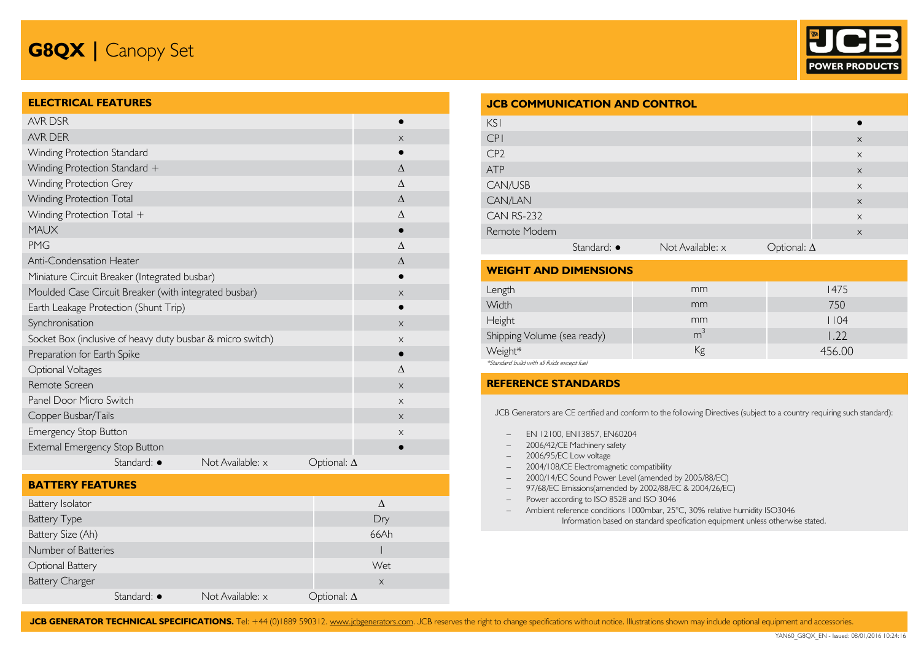# **G8QX** | Canopy Set

## ELECTRICAL FEATURES

| | |
|---|---|
| AVR DSR | ● |
| AVR DER | x |
| Winding Protection Standard | ● |
| Winding Protection Standard + | Δ |
| Winding Protection Grey | Δ |
| Winding Protection Total | Δ |
| Winding Protection Total + | Δ |
| MAUX | ● |
| PMG | Δ |
| Anti-Condensation Heater | Δ |
| Miniature Circuit Breaker (Integrated busbar) | ● |
| Moulded Case Circuit Breaker (with integrated busbar) | x |
| Earth Leakage Protection (Shunt Trip) | ● |
| Synchronisation | x |
| Socket Box (inclusive of heavy duty busbar & micro switch) | x |
| Preparation for Earth Spike | ● |
| Optional Voltages | Δ |
| Remote Screen | x |
| Panel Door Micro Switch | x |
| Copper Busbar/Tails | x |
| Emergency Stop Button | x |
| External Emergency Stop Button | ● |

Standard: ● Not Available: x Optional: Δ

## BATTERY FEATURES

| | |
|---|---|
| Battery Isolator | Δ |
| Battery Type | Dry |
| Battery Size (Ah) | 66Ah |
| Number of Batteries | 1 |
| Optional Battery | Wet |
| Battery Charger | x |

Standard: ● Not Available: x Optional: Δ

## JCB COMMUNICATION AND CONTROL

| | |
|---|---|
| KS1 | ● |
| CP1 | x |
| CP2 | x |
| ATP | x |
| CAN/USB | x |
| CAN/LAN | x |
| CAN RS-232 | x |
| Remote Modem | x |

Standard: ● Not Available: x Optional: Δ

## WEIGHT AND DIMENSIONS

| | | |
|---|---|---|
| Length | mm | 1475 |
| Width | mm | 750 |
| Height | mm | 1104 |
| Shipping Volume (sea ready) | $m^3$ | 1.22 |
| Weight* | Kg | 456.00 |

*\*Standard build with all fluids except fuel*

## REFERENCE STANDARDS

JCB Generators are CE certified and conform to the following Directives (subject to a country requiring such standard):

- EN 12100, EN13857, EN60204
- 2006/42/CE Machinery safety
- 2006/95/EC Low voltage
- 2004/108/CE Electromagnetic compatibility
- 2000/14/EC Sound Power Level (amended by 2005/88/EC)
- 97/68/EC Emissions(amended by 2002/88/EC & 2004/26/EC)
- Power according to ISO 8528 and ISO 3046
- Ambient reference conditions 1000mbar, 25°C, 30% relative humidity ISO3046

Information based on standard specification equipment unless otherwise stated.

**JCB GENERATOR TECHNICAL SPECIFICATIONS.** Tel: +44 (0)1889 590312. www.jcbgenerators.com. JCB reserves the right to change specifications without notice. Illustrations shown may include optional equipment and accessories.

YAN60_G8QX_EN - Issued: 08/01/2016 10:24:16